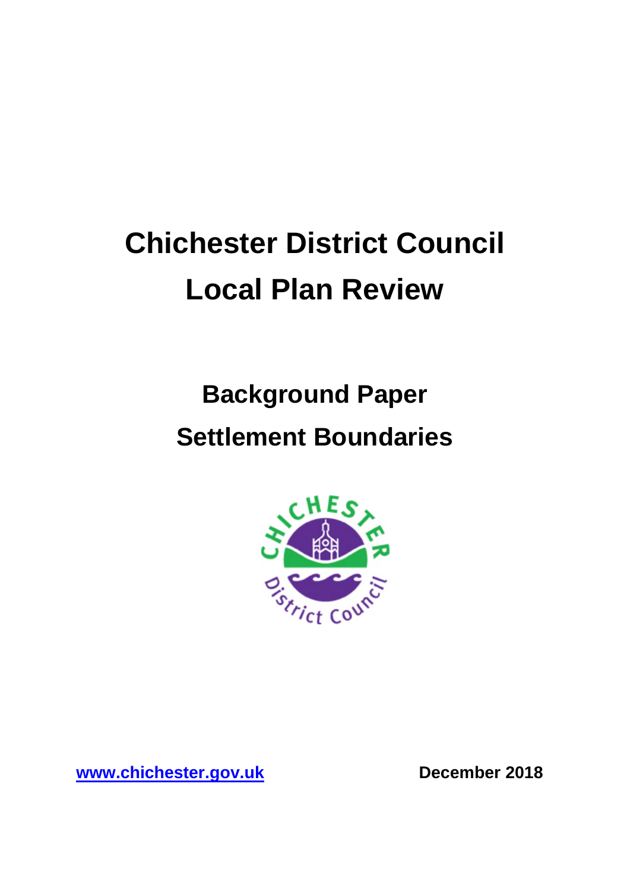# Chichester District Council Local Plan Review

## Background Paper Settlement Boundaries

[www.chichester.gov.uk](http://www.chichester.gov.uk)

**December 2018**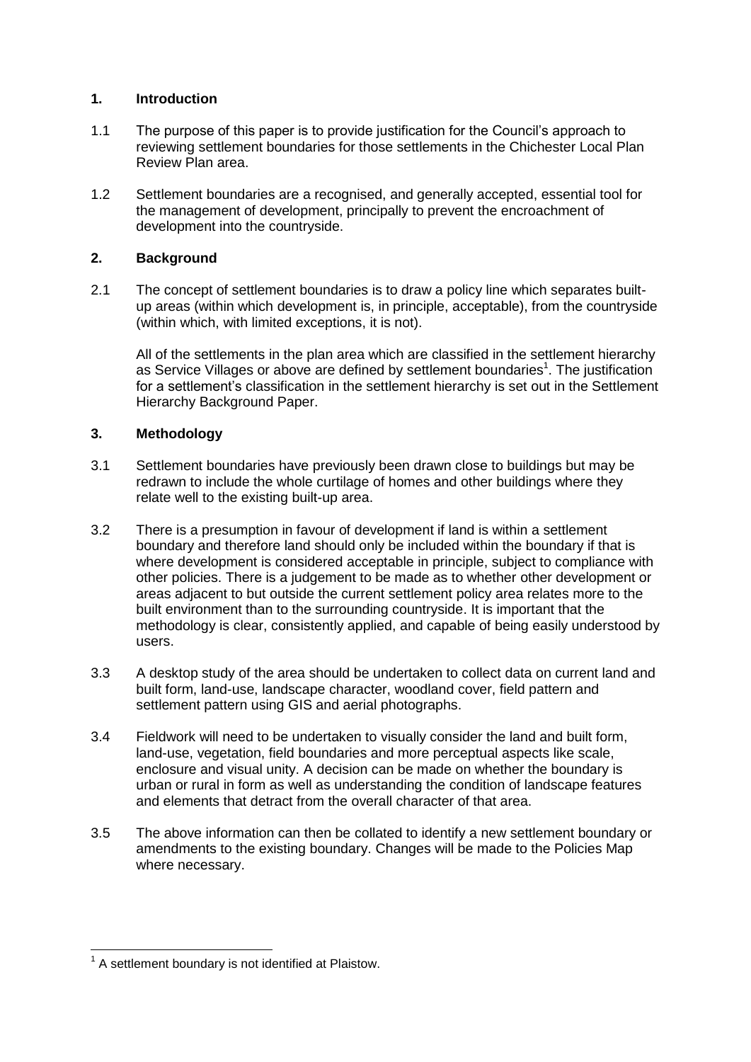## 1. Introduction

1.1 The purpose of this paper is to provide justification for the Council's approach to reviewing settlement boundaries for those settlements in the Chichester Local Plan Review Plan area.

1.2 Settlement boundaries are a recognised, and generally accepted, essential tool for the management of development, principally to prevent the encroachment of development into the countryside.

## 2. Background

2.1 The concept of settlement boundaries is to draw a policy line which separates built-up areas (within which development is, in principle, acceptable), from the countryside (within which, with limited exceptions, it is not).

All of the settlements in the plan area which are classified in the settlement hierarchy as Service Villages or above are defined by settlement boundaries[1]. The justification for a settlement's classification in the settlement hierarchy is set out in the Settlement Hierarchy Background Paper.

## 3. Methodology

3.1 Settlement boundaries have previously been drawn close to buildings but may be redrawn to include the whole curtilage of homes and other buildings where they relate well to the existing built-up area.

3.2 There is a presumption in favour of development if land is within a settlement boundary and therefore land should only be included within the boundary if that is where development is considered acceptable in principle, subject to compliance with other policies. There is a judgement to be made as to whether other development or areas adjacent to but outside the current settlement policy area relates more to the built environment than to the surrounding countryside. It is important that the methodology is clear, consistently applied, and capable of being easily understood by users.

3.3 A desktop study of the area should be undertaken to collect data on current land and built form, land-use, landscape character, woodland cover, field pattern and settlement pattern using GIS and aerial photographs.

3.4 Fieldwork will need to be undertaken to visually consider the land and built form, land-use, vegetation, field boundaries and more perceptual aspects like scale, enclosure and visual unity. A decision can be made on whether the boundary is urban or rural in form as well as understanding the condition of landscape features and elements that detract from the overall character of that area.

3.5 The above information can then be collated to identify a new settlement boundary or amendments to the existing boundary. Changes will be made to the Policies Map where necessary.

[1] A settlement boundary is not identified at Plaistow.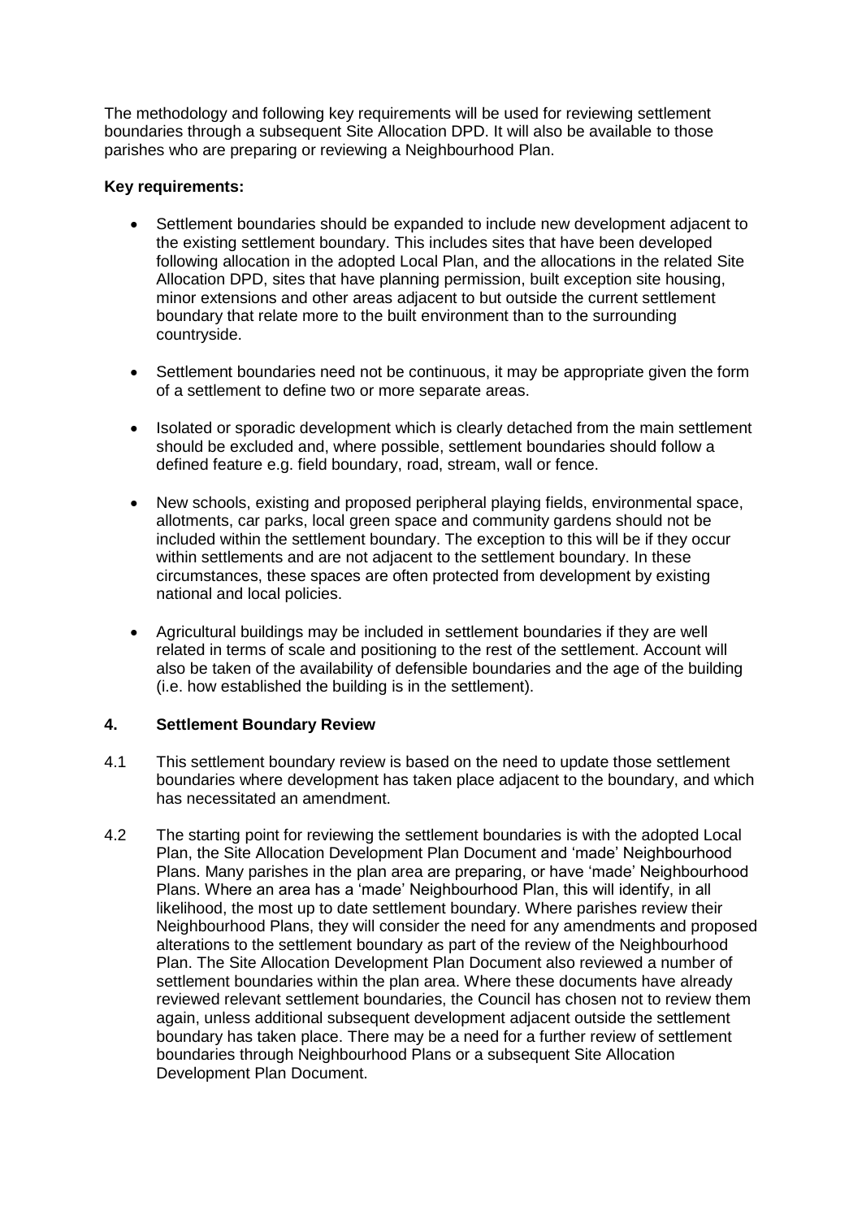The methodology and following key requirements will be used for reviewing settlement boundaries through a subsequent Site Allocation DPD. It will also be available to those parishes who are preparing or reviewing a Neighbourhood Plan.

**Key requirements:**

- Settlement boundaries should be expanded to include new development adjacent to the existing settlement boundary. This includes sites that have been developed following allocation in the adopted Local Plan, and the allocations in the related Site Allocation DPD, sites that have planning permission, built exception site housing, minor extensions and other areas adjacent to but outside the current settlement boundary that relate more to the built environment than to the surrounding countryside.
- Settlement boundaries need not be continuous, it may be appropriate given the form of a settlement to define two or more separate areas.
- Isolated or sporadic development which is clearly detached from the main settlement should be excluded and, where possible, settlement boundaries should follow a defined feature e.g. field boundary, road, stream, wall or fence.
- New schools, existing and proposed peripheral playing fields, environmental space, allotments, car parks, local green space and community gardens should not be included within the settlement boundary. The exception to this will be if they occur within settlements and are not adjacent to the settlement boundary. In these circumstances, these spaces are often protected from development by existing national and local policies.
- Agricultural buildings may be included in settlement boundaries if they are well related in terms of scale and positioning to the rest of the settlement. Account will also be taken of the availability of defensible boundaries and the age of the building (i.e. how established the building is in the settlement).

## 4. Settlement Boundary Review

4.1 This settlement boundary review is based on the need to update those settlement boundaries where development has taken place adjacent to the boundary, and which has necessitated an amendment.

4.2 The starting point for reviewing the settlement boundaries is with the adopted Local Plan, the Site Allocation Development Plan Document and 'made' Neighbourhood Plans. Many parishes in the plan area are preparing, or have 'made' Neighbourhood Plans. Where an area has a 'made' Neighbourhood Plan, this will identify, in all likelihood, the most up to date settlement boundary. Where parishes review their Neighbourhood Plans, they will consider the need for any amendments and proposed alterations to the settlement boundary as part of the review of the Neighbourhood Plan. The Site Allocation Development Plan Document also reviewed a number of settlement boundaries within the plan area. Where these documents have already reviewed relevant settlement boundaries, the Council has chosen not to review them again, unless additional subsequent development adjacent outside the settlement boundary has taken place. There may be a need for a further review of settlement boundaries through Neighbourhood Plans or a subsequent Site Allocation Development Plan Document.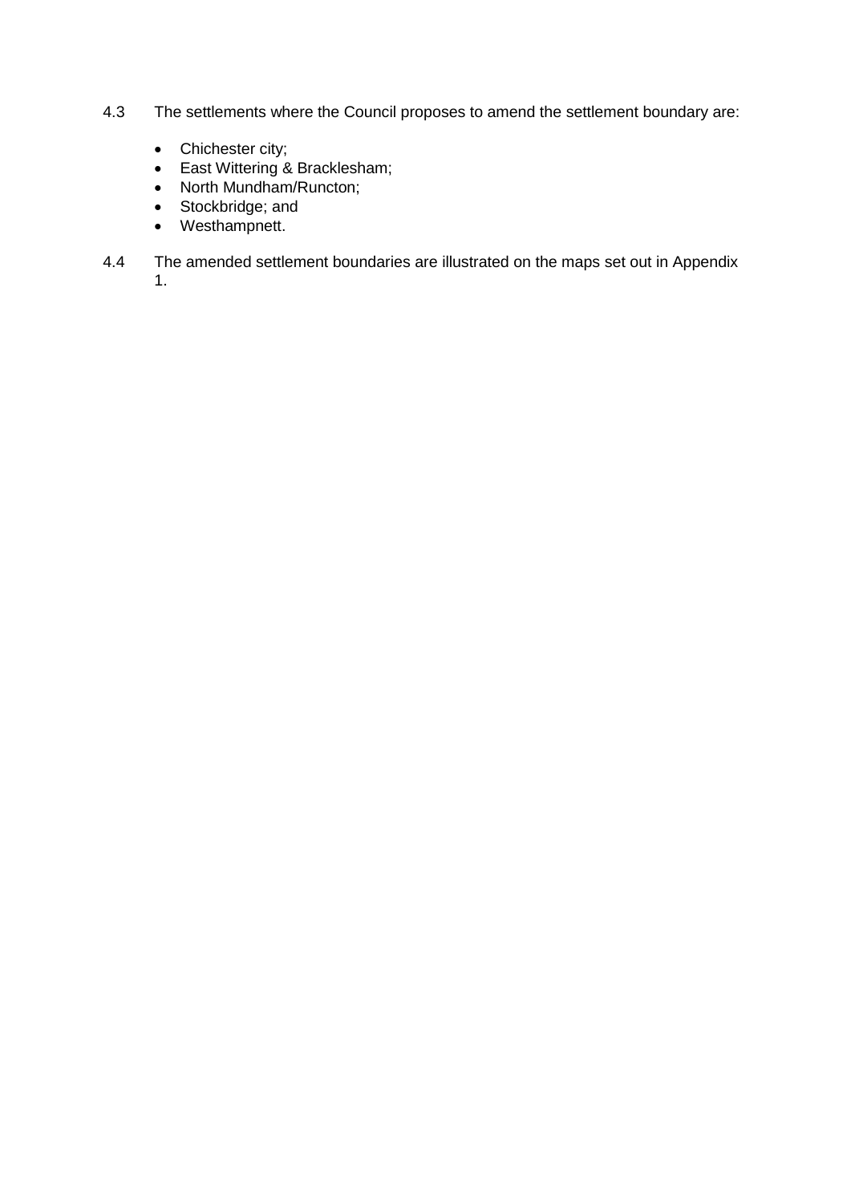4.3 The settlements where the Council proposes to amend the settlement boundary are:

- Chichester city;
- East Wittering & Bracklesham;
- North Mundham/Runcton;
- Stockbridge; and
- Westhampnett.

4.4 The amended settlement boundaries are illustrated on the maps set out in Appendix 1.